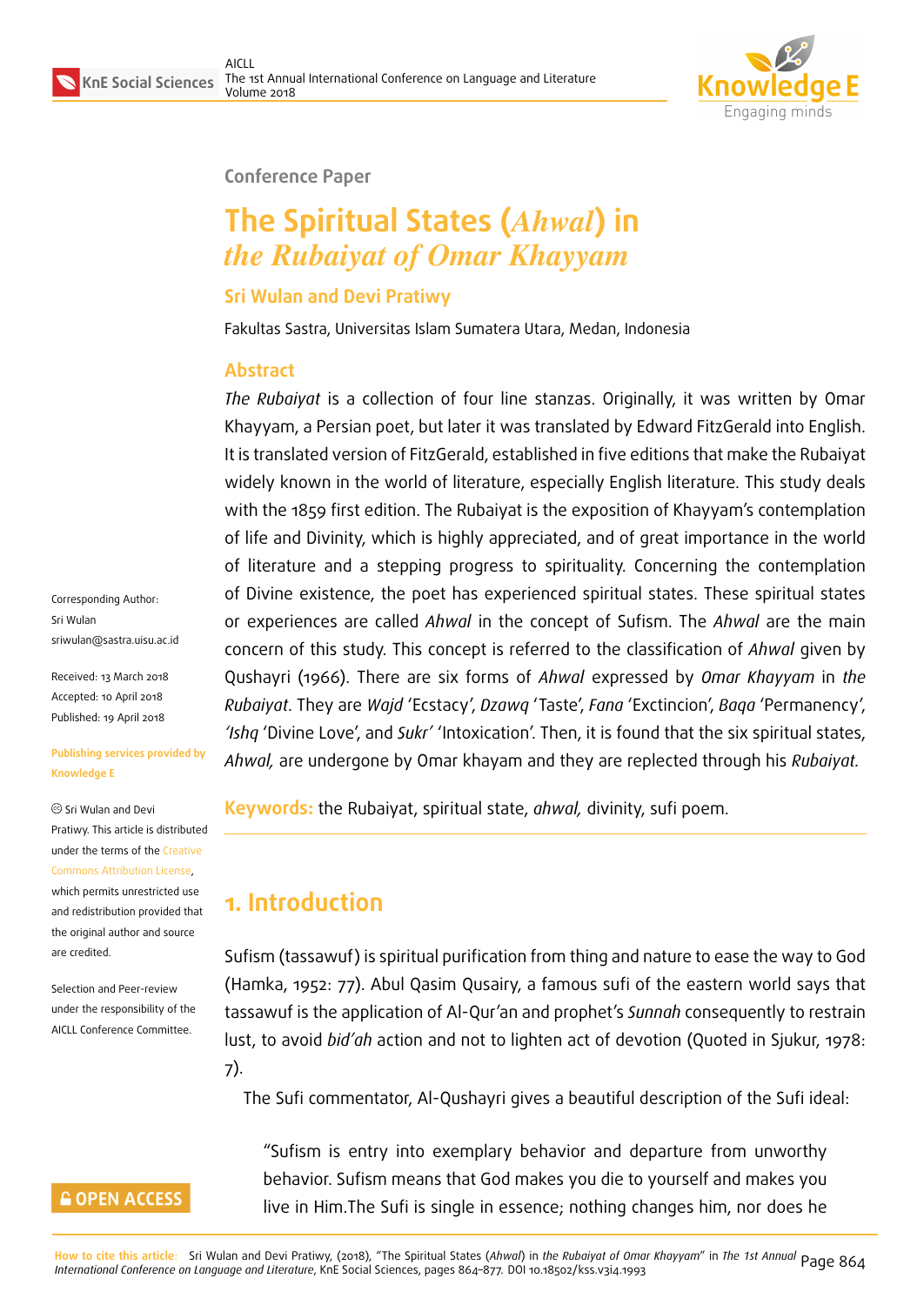Conference Paper

# The Spiritual States (*Ahwal*) in *the Rubaiyat of Omar Khayyam*

**Sri Wulan and Devi Pratiwy**

Fakultas Sastra, Universitas Islam Sumatera Utara, Medan, Indonesia

## Abstract

*The Rubaiyat* is a collection of four line stanzas. Originally, it was written by Omar Khayyam, a Persian poet, but later it was translated by Edward FitzGerald into English. It is translated version of FitzGerald, established in five editions that make the Rubaiyat widely known in the world of literature, especially English literature. This study deals with the 1859 first edition. The Rubaiyat is the exposition of Khayyam's contemplation of life and Divinity, which is highly appreciated, and of great importance in the world of literature and a stepping progress to spirituality. Concerning the contemplation of Divine existence, the poet has experienced spiritual states. These spiritual states or experiences are called *Ahwal* in the concept of Sufism. The *Ahwal* are the main concern of this study. This concept is referred to the classification of *Ahwal* given by Qushayri (1966). There are six forms of *Ahwal* expressed by *Omar Khayyam* in *the Rubaiyat*. They are *Wajd* 'Ecstacy', *Dzawq* 'Taste', *Fana* 'Extinction', *Baqa* 'Permanency', *'Ishq* 'Divine Love', and *Sukr'* 'Intoxication'. Then, it is found that the six spiritual states, *Ahwal,* are undergone by Omar khayam and they are replected through his *Rubaiyat.*

**Keywords:** the Rubaiyat, spiritual state, *ahwal,* divinity, sufi poem.

Corresponding Author:
Sri Wulan
sriwulan@sastra.uisu.ac.id

Received: 13 March 2018
Accepted: 10 April 2018
Published: 19 April 2018

Publishing services provided by Knowledge E

© Sri Wulan and Devi Pratiwy. This article is distributed under the terms of the Creative Commons Attribution License, which permits unrestricted use and redistribution provided that the original author and source are credited.

Selection and Peer-review under the responsibility of the AICLL Conference Committee.

## 1. Introduction

Sufism (tassawuf) is spiritual purification from thing and nature to ease the way to God (Hamka, 1952: 77). Abul Qasim Qusairy, a famous sufi of the eastern world says that tassawuf is the application of Al-Qur'an and prophet's *Sunnah* consequently to restrain lust, to avoid *bid'ah* action and not to lighten act of devotion (Quoted in Sjukur, 1978: 7).

The Sufi commentator, Al-Qushayri gives a beautiful description of the Sufi ideal:

> "Sufism is entry into exemplary behavior and departure from unworthy behavior. Sufism means that God makes you die to yourself and makes you live in Him.The Sufi is single in essence; nothing changes him, nor does he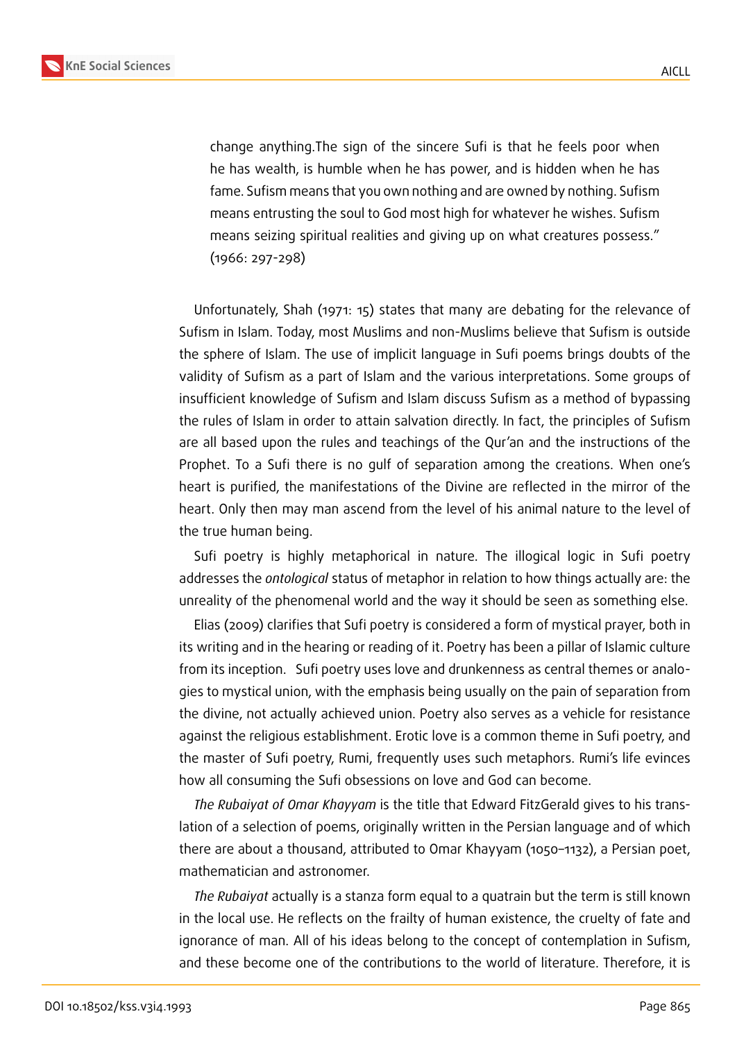> change anything.The sign of the sincere Sufi is that he feels poor when he has wealth, is humble when he has power, and is hidden when he has fame. Sufism means that you own nothing and are owned by nothing. Sufism means entrusting the soul to God most high for whatever he wishes. Sufism means seizing spiritual realities and giving up on what creatures possess." (1966: 297-298)

Unfortunately, Shah (1971: 15) states that many are debating for the relevance of Sufism in Islam. Today, most Muslims and non-Muslims believe that Sufism is outside the sphere of Islam. The use of implicit language in Sufi poems brings doubts of the validity of Sufism as a part of Islam and the various interpretations. Some groups of insufficient knowledge of Sufism and Islam discuss Sufism as a method of bypassing the rules of Islam in order to attain salvation directly. In fact, the principles of Sufism are all based upon the rules and teachings of the Qur'an and the instructions of the Prophet. To a Sufi there is no gulf of separation among the creations. When one's heart is purified, the manifestations of the Divine are reflected in the mirror of the heart. Only then may man ascend from the level of his animal nature to the level of the true human being.

Sufi poetry is highly metaphorical in nature. The illogical logic in Sufi poetry addresses the *ontological* status of metaphor in relation to how things actually are: the unreality of the phenomenal world and the way it should be seen as something else.

Elias (2009) clarifies that Sufi poetry is considered a form of mystical prayer, both in its writing and in the hearing or reading of it. Poetry has been a pillar of Islamic culture from its inception. Sufi poetry uses love and drunkenness as central themes or analogies to mystical union, with the emphasis being usually on the pain of separation from the divine, not actually achieved union. Poetry also serves as a vehicle for resistance against the religious establishment. Erotic love is a common theme in Sufi poetry, and the master of Sufi poetry, Rumi, frequently uses such metaphors. Rumi's life evinces how all consuming the Sufi obsessions on love and God can become.

*The Rubaiyat of Omar Khayyam* is the title that Edward FitzGerald gives to his translation of a selection of poems, originally written in the Persian language and of which there are about a thousand, attributed to Omar Khayyam (1050–1132), a Persian poet, mathematician and astronomer.

*The Rubaiyat* actually is a stanza form equal to a quatrain but the term is still known in the local use. He reflects on the frailty of human existence, the cruelty of fate and ignorance of man. All of his ideas belong to the concept of contemplation in Sufism, and these become one of the contributions to the world of literature. Therefore, it is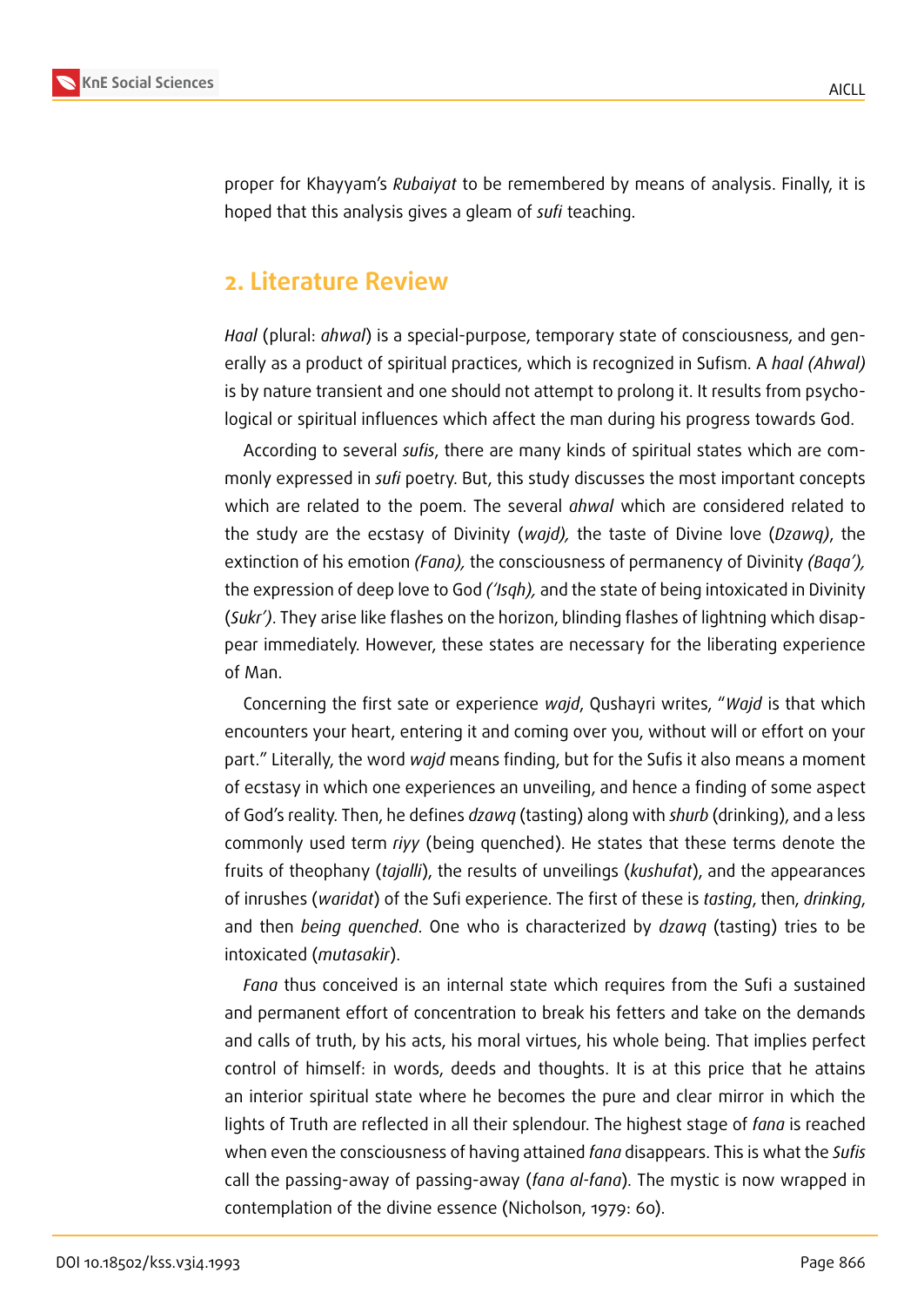proper for Khayyam's *Rubaiyat* to be remembered by means of analysis. Finally, it is hoped that this analysis gives a gleam of *sufi* teaching.

## 2. Literature Review

*Haal* (plural: *ahwal*) is a special-purpose, temporary state of consciousness, and generally as a product of spiritual practices, which is recognized in Sufism. A *haal (Ahwal)* is by nature transient and one should not attempt to prolong it. It results from psychological or spiritual influences which affect the man during his progress towards God.

According to several *sufis*, there are many kinds of spiritual states which are commonly expressed in *sufi* poetry. But, this study discusses the most important concepts which are related to the poem. The several *ahwal* which are considered related to the study are the ecstasy of Divinity (*wajd),* the taste of Divine love (*Dzawq)*, the extinction of his emotion *(Fana),* the consciousness of permanency of Divinity *(Baqa'),* the expression of deep love to God *('Isqh),* and the state of being intoxicated in Divinity (*Sukr')*. They arise like flashes on the horizon, blinding flashes of lightning which disappear immediately. However, these states are necessary for the liberating experience of Man.

Concerning the first sate or experience *wajd*, Qushayri writes, "*Wajd* is that which encounters your heart, entering it and coming over you, without will or effort on your part." Literally, the word *wajd* means finding, but for the Sufis it also means a moment of ecstasy in which one experiences an unveiling, and hence a finding of some aspect of God's reality. Then, he defines *dzawq* (tasting) along with *shurb* (drinking), and a less commonly used term *riyy* (being quenched). He states that these terms denote the fruits of theophany (*tajalli*), the results of unveilings (*kushufat*), and the appearances of inrushes (*waridat*) of the Sufi experience. The first of these is *tasting*, then, *drinking*, and then *being quenched*. One who is characterized by *dzawq* (tasting) tries to be intoxicated (*mutasakir*).

*Fana* thus conceived is an internal state which requires from the Sufi a sustained and permanent effort of concentration to break his fetters and take on the demands and calls of truth, by his acts, his moral virtues, his whole being. That implies perfect control of himself: in words, deeds and thoughts. It is at this price that he attains an interior spiritual state where he becomes the pure and clear mirror in which the lights of Truth are reflected in all their splendour. The highest stage of *fana* is reached when even the consciousness of having attained *fana* disappears. This is what the *Sufis* call the passing-away of passing-away (*fana al-fana*). The mystic is now wrapped in contemplation of the divine essence (Nicholson, 1979: 60).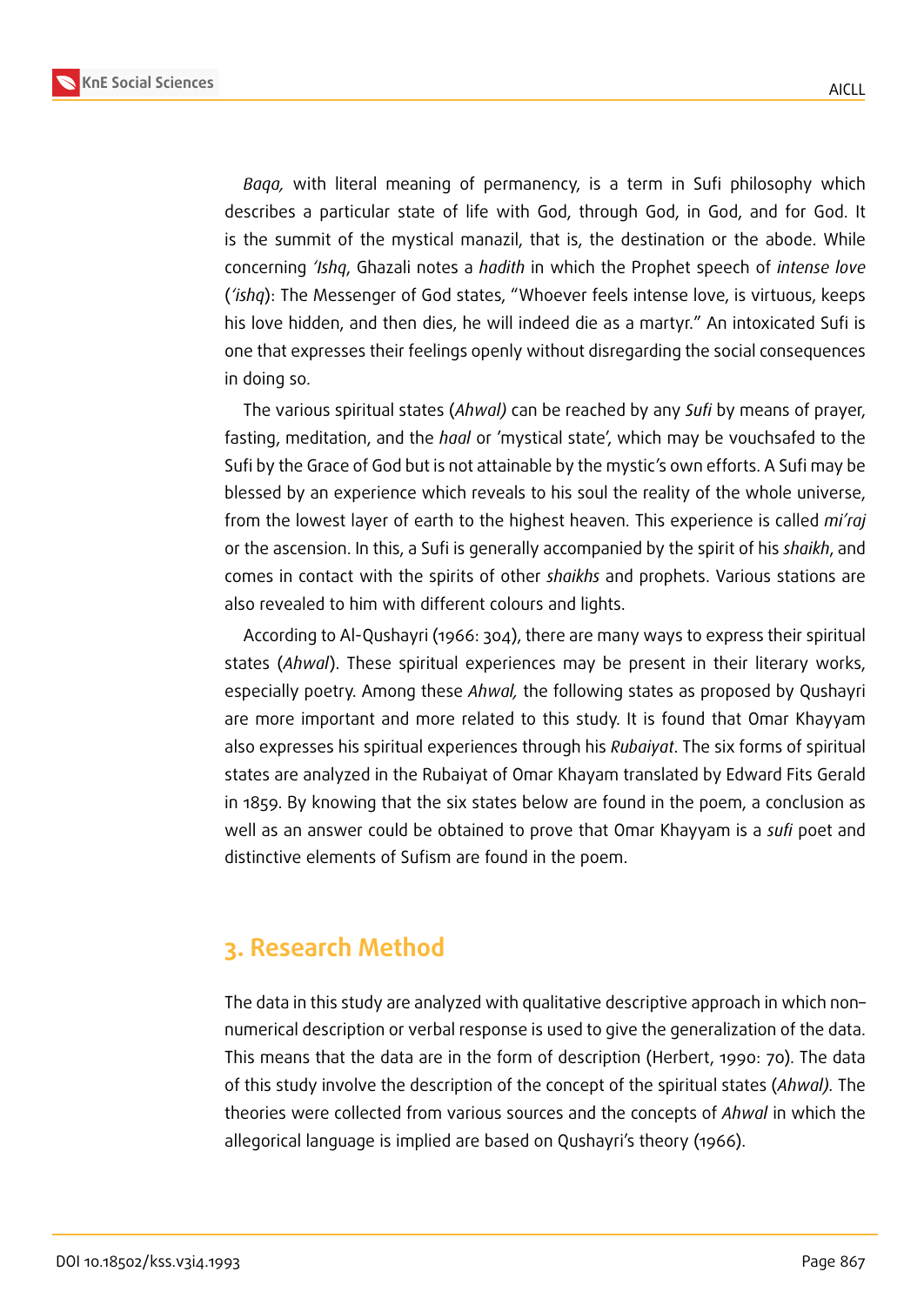*Baqa,* with literal meaning of permanency, is a term in Sufi philosophy which describes a particular state of life with God, through God, in God, and for God. It is the summit of the mystical manazil, that is, the destination or the abode. While concerning *'Ishq*, Ghazali notes a *hadith* in which the Prophet speech of *intense love* (*'ishq*): The Messenger of God states, "Whoever feels intense love, is virtuous, keeps his love hidden, and then dies, he will indeed die as a martyr." An intoxicated Sufi is one that expresses their feelings openly without disregarding the social consequences in doing so.

The various spiritual states (*Ahwal)* can be reached by any *Sufi* by means of prayer, fasting, meditation, and the *haal* or 'mystical state', which may be vouchsafed to the Sufi by the Grace of God but is not attainable by the mystic's own efforts. A Sufi may be blessed by an experience which reveals to his soul the reality of the whole universe, from the lowest layer of earth to the highest heaven. This experience is called *mi'raj* or the ascension. In this, a Sufi is generally accompanied by the spirit of his *shaikh*, and comes in contact with the spirits of other *shaikhs* and prophets. Various stations are also revealed to him with different colours and lights.

According to Al-Qushayri (1966: 304), there are many ways to express their spiritual states (*Ahwal*). These spiritual experiences may be present in their literary works, especially poetry. Among these *Ahwal,* the following states as proposed by Qushayri are more important and more related to this study. It is found that Omar Khayyam also expresses his spiritual experiences through his *Rubaiyat*. The six forms of spiritual states are analyzed in the Rubaiyat of Omar Khayam translated by Edward Fits Gerald in 1859. By knowing that the six states below are found in the poem, a conclusion as well as an answer could be obtained to prove that Omar Khayyam is a *sufi* poet and distinctive elements of Sufism are found in the poem.

## 3. Research Method

The data in this study are analyzed with qualitative descriptive approach in which non-numerical description or verbal response is used to give the generalization of the data. This means that the data are in the form of description (Herbert, 1990: 70). The data of this study involve the description of the concept of the spiritual states (*Ahwal).* The theories were collected from various sources and the concepts of *Ahwal* in which the allegorical language is implied are based on Qushayri's theory (1966).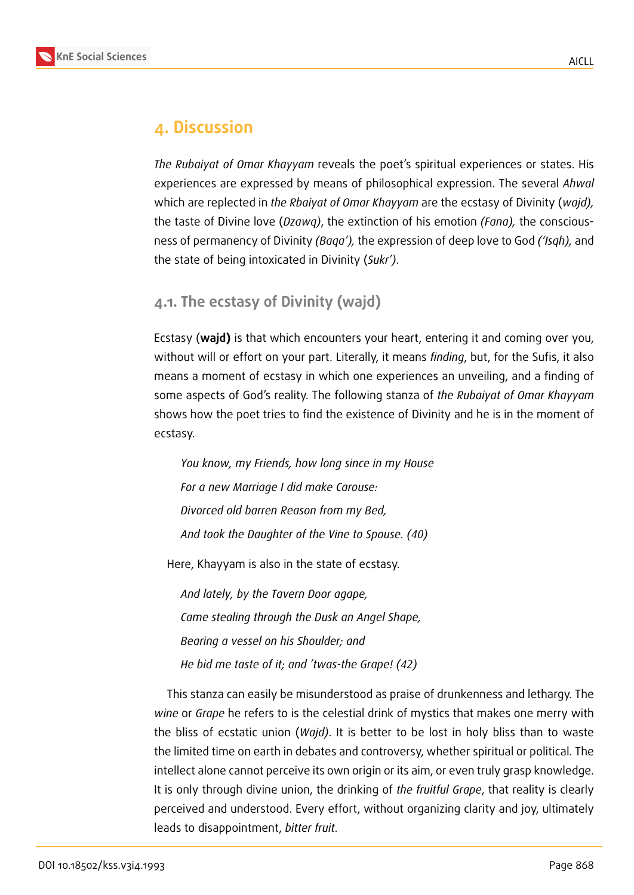## 4. Discussion

*The Rubaiyat of Omar Khayyam* reveals the poet's spiritual experiences or states. His experiences are expressed by means of philosophical expression. The several *Ahwal* which are replected in *the Rbaiyat of Omar Khayyam* are the ecstasy of Divinity (*wajd),* the taste of Divine love (*Dzawq)*, the extinction of his emotion *(Fana),* the consciousness of permanency of Divinity *(Baqa'),* the expression of deep love to God *('Isqh),* and the state of being intoxicated in Divinity (*Sukr')*.

### 4.1. The ecstasy of Divinity (wajd)

Ecstasy (**wajd)** is that which encounters your heart, entering it and coming over you, without will or effort on your part. Literally, it means *finding*, but, for the Sufis, it also means a moment of ecstasy in which one experiences an unveiling, and a finding of some aspects of God's reality. The following stanza of *the Rubaiyat of Omar Khayyam* shows how the poet tries to find the existence of Divinity and he is in the moment of ecstasy.

*You know, my Friends, how long since in my House*  
*For a new Marriage I did make Carouse:*  
*Divorced old barren Reason from my Bed,*  
*And took the Daughter of the Vine to Spouse. (40)*

Here, Khayyam is also in the state of ecstasy.

*And lately, by the Tavern Door agape,*  
*Came stealing through the Dusk an Angel Shape,*  
*Bearing a vessel on his Shoulder; and*  
*He bid me taste of it; and 'twas-the Grape! (42)*

This stanza can easily be misunderstood as praise of drunkenness and lethargy. The *wine* or *Grape* he refers to is the celestial drink of mystics that makes one merry with the bliss of ecstatic union (*Wajd)*. It is better to be lost in holy bliss than to waste the limited time on earth in debates and controversy, whether spiritual or political. The intellect alone cannot perceive its own origin or its aim, or even truly grasp knowledge. It is only through divine union, the drinking of *the fruitful Grape*, that reality is clearly perceived and understood. Every effort, without organizing clarity and joy, ultimately leads to disappointment, *bitter fruit*.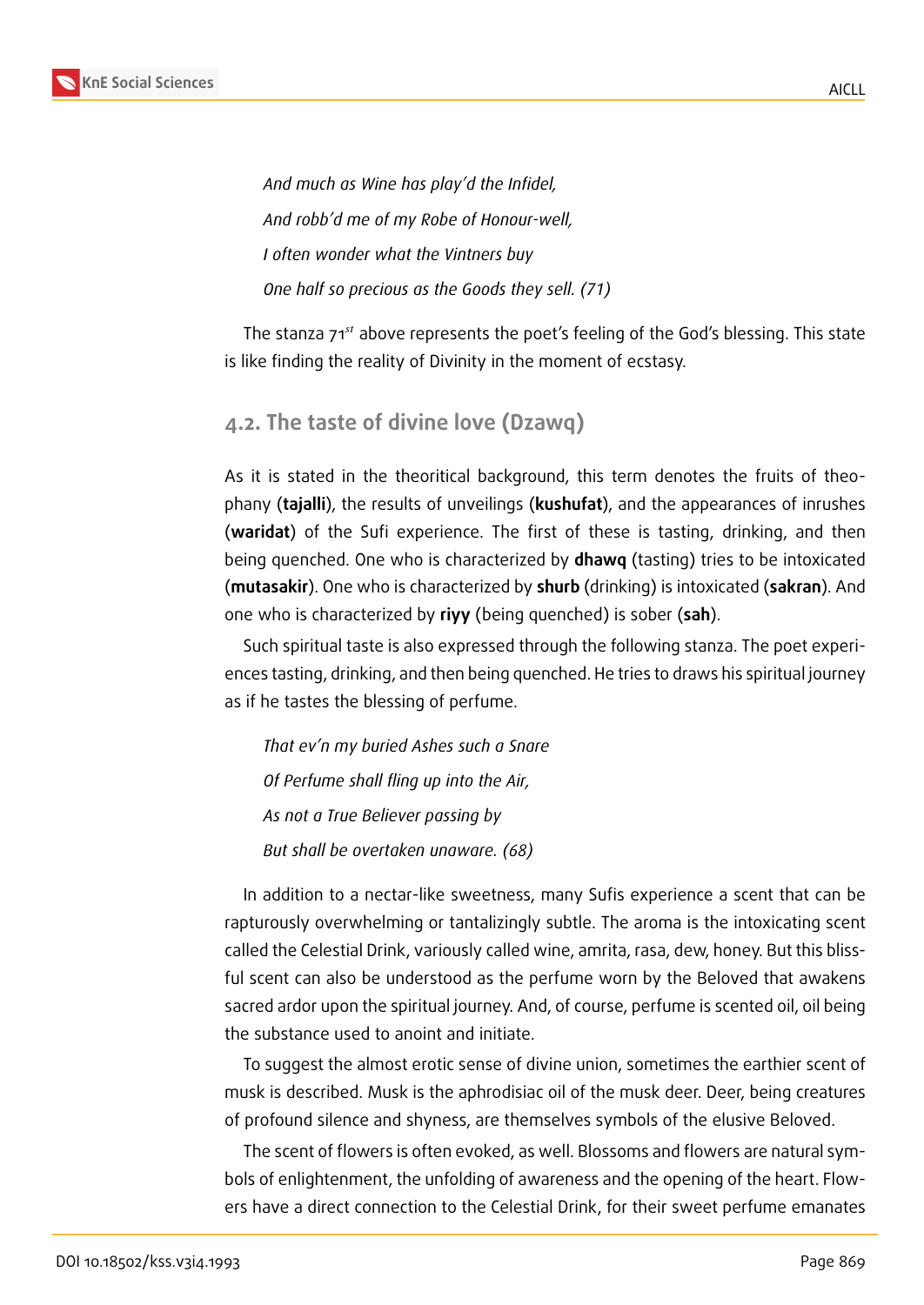*And much as Wine has play'd the Infidel,*

*And robb'd me of my Robe of Honour-well,*

*I often wonder what the Vintners buy*

*One half so precious as the Goods they sell. (71)*

The stanza 71st above represents the poet's feeling of the God's blessing. This state is like finding the reality of Divinity in the moment of ecstasy.

## 4.2. The taste of divine love (Dzawq)

As it is stated in the theoritical background, this term denotes the fruits of theophany (**tajalli**), the results of unveilings (**kushufat**), and the appearances of inrushes (**waridat**) of the Sufi experience. The first of these is tasting, drinking, and then being quenched. One who is characterized by **dhawq** (tasting) tries to be intoxicated (**mutasakir**). One who is characterized by **shurb** (drinking) is intoxicated (**sakran**). And one who is characterized by **riyy** (being quenched) is sober (**sah**).

Such spiritual taste is also expressed through the following stanza. The poet experiences tasting, drinking, and then being quenched. He tries to draws his spiritual journey as if he tastes the blessing of perfume.

*That ev'n my buried Ashes such a Snare*

*Of Perfume shall fling up into the Air,*

*As not a True Believer passing by*

*But shall be overtaken unaware. (68)*

In addition to a nectar-like sweetness, many Sufis experience a scent that can be rapturously overwhelming or tantalizingly subtle. The aroma is the intoxicating scent called the Celestial Drink, variously called wine, amrita, rasa, dew, honey. But this blissful scent can also be understood as the perfume worn by the Beloved that awakens sacred ardor upon the spiritual journey. And, of course, perfume is scented oil, oil being the substance used to anoint and initiate.

To suggest the almost erotic sense of divine union, sometimes the earthier scent of musk is described. Musk is the aphrodisiac oil of the musk deer. Deer, being creatures of profound silence and shyness, are themselves symbols of the elusive Beloved.

The scent of flowers is often evoked, as well. Blossoms and flowers are natural symbols of enlightenment, the unfolding of awareness and the opening of the heart. Flowers have a direct connection to the Celestial Drink, for their sweet perfume emanates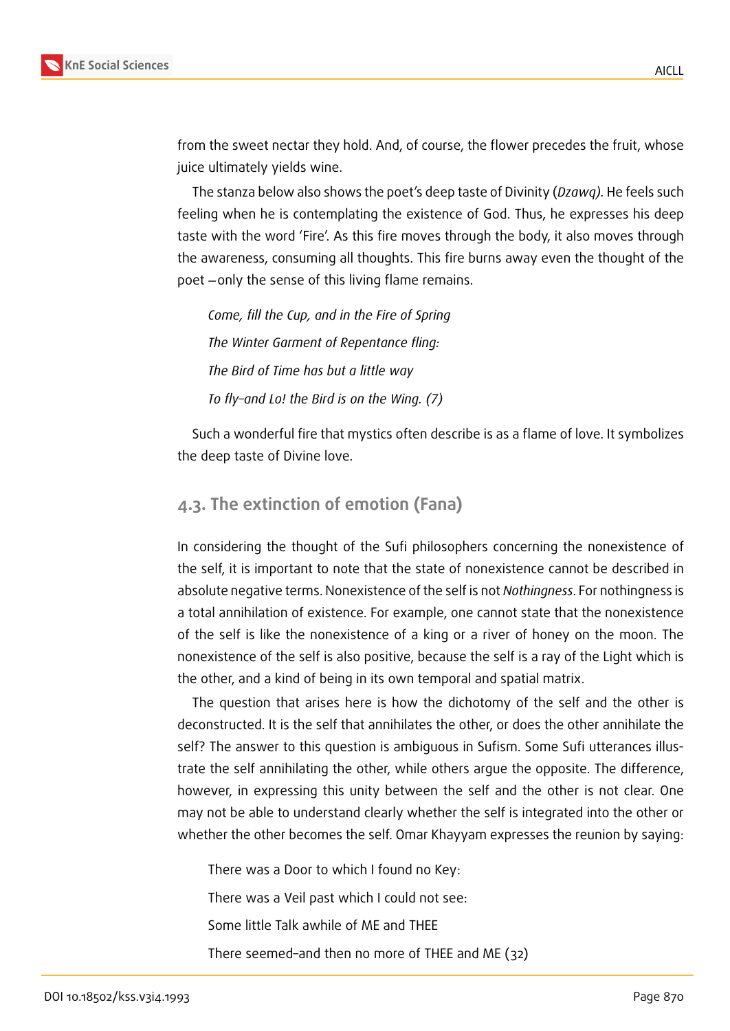from the sweet nectar they hold. And, of course, the flower precedes the fruit, whose juice ultimately yields wine.

The stanza below also shows the poet's deep taste of Divinity (*Dzawq).* He feels such feeling when he is contemplating the existence of God. Thus, he expresses his deep taste with the word 'Fire'. As this fire moves through the body, it also moves through the awareness, consuming all thoughts. This fire burns away even the thought of the poet —only the sense of this living flame remains.

> *Come, fill the Cup, and in the Fire of Spring*
>
> *The Winter Garment of Repentance fling:*
>
> *The Bird of Time has but a little way*
>
> *To fly–and Lo! the Bird is on the Wing. (7)*

Such a wonderful fire that mystics often describe is as a flame of love. It symbolizes the deep taste of Divine love.

## 4.3. The extinction of emotion (Fana)

In considering the thought of the Sufi philosophers concerning the nonexistence of the self, it is important to note that the state of nonexistence cannot be described in absolute negative terms. Nonexistence of the self is not *Nothingness*. For nothingness is a total annihilation of existence. For example, one cannot state that the nonexistence of the self is like the nonexistence of a king or a river of honey on the moon. The nonexistence of the self is also positive, because the self is a ray of the Light which is the other, and a kind of being in its own temporal and spatial matrix.

The question that arises here is how the dichotomy of the self and the other is deconstructed. It is the self that annihilates the other, or does the other annihilate the self? The answer to this question is ambiguous in Sufism. Some Sufi utterances illustrate the self annihilating the other, while others argue the opposite. The difference, however, in expressing this unity between the self and the other is not clear. One may not be able to understand clearly whether the self is integrated into the other or whether the other becomes the self. Omar Khayyam expresses the reunion by saying:

> There was a Door to which I found no Key:
>
> There was a Veil past which I could not see:
>
> Some little Talk awhile of ME and THEE
>
> There seemed–and then no more of THEE and ME (32)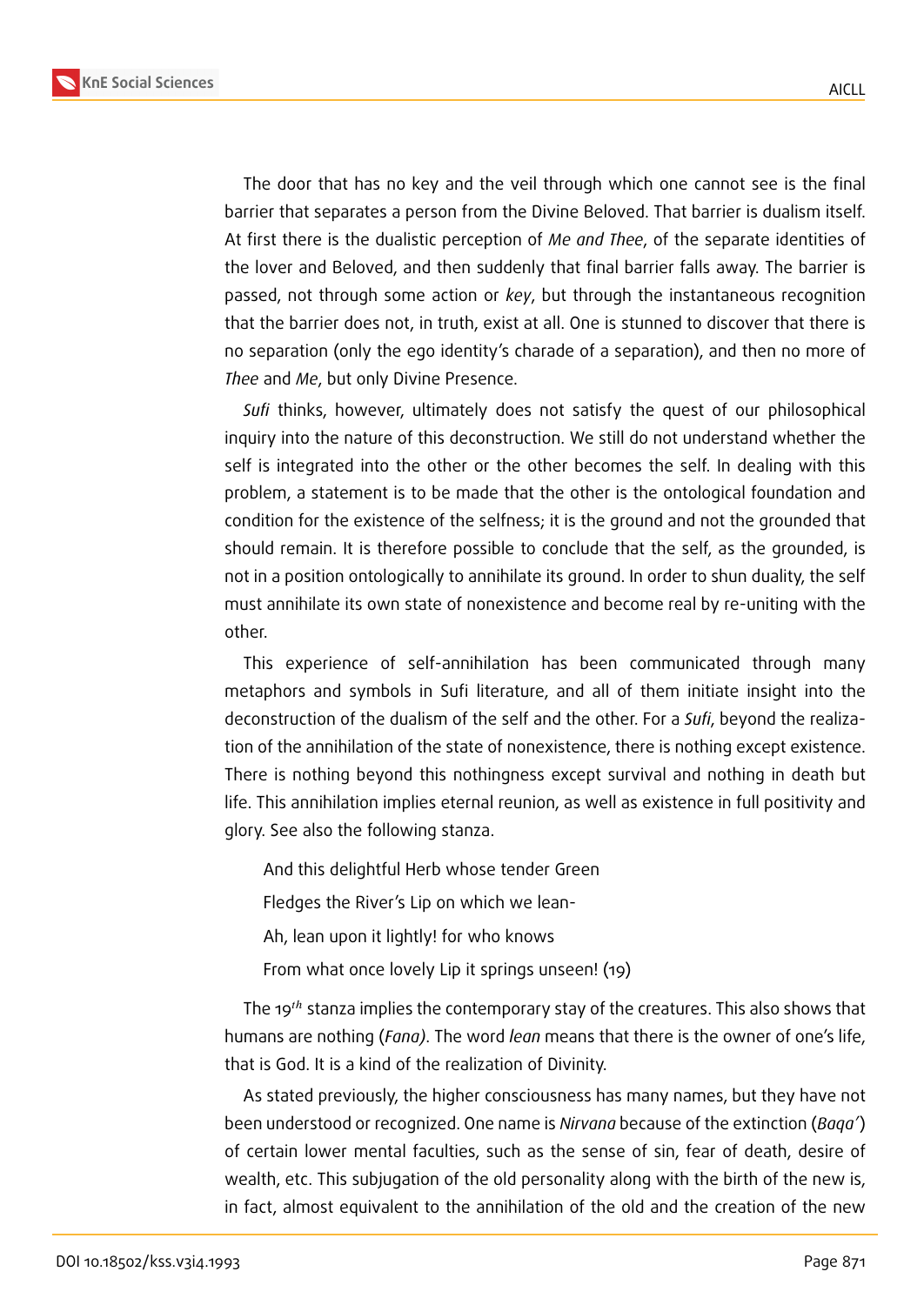The door that has no key and the veil through which one cannot see is the final barrier that separates a person from the Divine Beloved. That barrier is dualism itself. At first there is the dualistic perception of *Me and Thee*, of the separate identities of the lover and Beloved, and then suddenly that final barrier falls away. The barrier is passed, not through some action or *key*, but through the instantaneous recognition that the barrier does not, in truth, exist at all. One is stunned to discover that there is no separation (only the ego identity's charade of a separation), and then no more of *Thee* and *Me*, but only Divine Presence.

*Sufi* thinks, however, ultimately does not satisfy the quest of our philosophical inquiry into the nature of this deconstruction. We still do not understand whether the self is integrated into the other or the other becomes the self. In dealing with this problem, a statement is to be made that the other is the ontological foundation and condition for the existence of the selfness; it is the ground and not the grounded that should remain. It is therefore possible to conclude that the self, as the grounded, is not in a position ontologically to annihilate its ground. In order to shun duality, the self must annihilate its own state of nonexistence and become real by re-uniting with the other.

This experience of self-annihilation has been communicated through many metaphors and symbols in Sufi literature, and all of them initiate insight into the deconstruction of the dualism of the self and the other. For a *Sufi*, beyond the realization of the annihilation of the state of nonexistence, there is nothing except existence. There is nothing beyond this nothingness except survival and nothing in death but life. This annihilation implies eternal reunion, as well as existence in full positivity and glory. See also the following stanza.

> And this delightful Herb whose tender Green
>
> Fledges the River's Lip on which we lean-
>
> Ah, lean upon it lightly! for who knows
>
> From what once lovely Lip it springs unseen! (19)

The 19*th* stanza implies the contemporary stay of the creatures. This also shows that humans are nothing (*Fana)*. The word *lean* means that there is the owner of one's life, that is God. It is a kind of the realization of Divinity.

As stated previously, the higher consciousness has many names, but they have not been understood or recognized. One name is *Nirvana* because of the extinction (*Baqa'*) of certain lower mental faculties, such as the sense of sin, fear of death, desire of wealth, etc. This subjugation of the old personality along with the birth of the new is, in fact, almost equivalent to the annihilation of the old and the creation of the new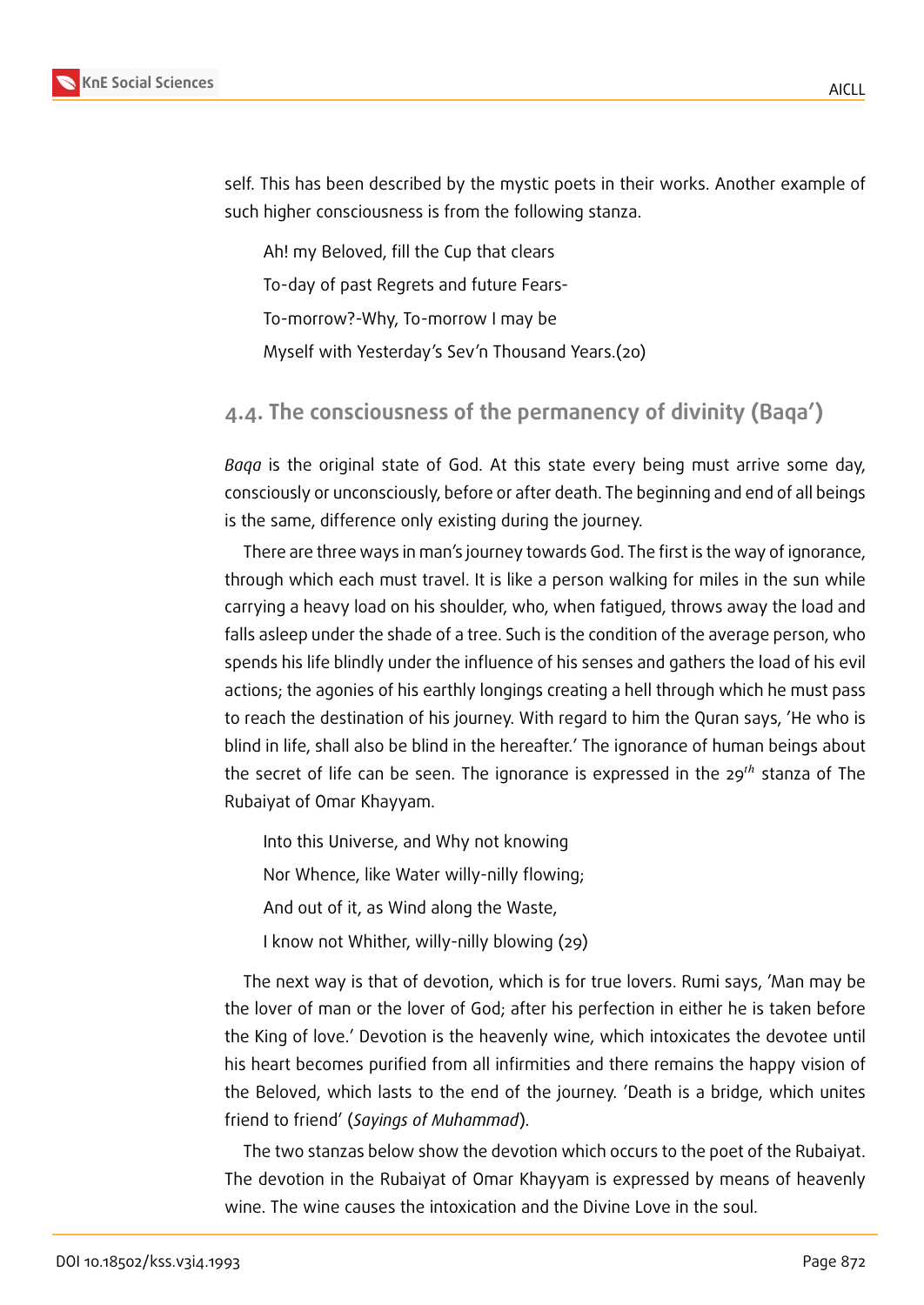self. This has been described by the mystic poets in their works. Another example of such higher consciousness is from the following stanza.

> Ah! my Beloved, fill the Cup that clears
>
> To-day of past Regrets and future Fears-
>
> To-morrow?-Why, To-morrow I may be
>
> Myself with Yesterday's Sev'n Thousand Years.(20)

## 4.4. The consciousness of the permanency of divinity (Baqa')

*Baqa* is the original state of God. At this state every being must arrive some day, consciously or unconsciously, before or after death. The beginning and end of all beings is the same, difference only existing during the journey.

There are three ways in man's journey towards God. The first is the way of ignorance, through which each must travel. It is like a person walking for miles in the sun while carrying a heavy load on his shoulder, who, when fatigued, throws away the load and falls asleep under the shade of a tree. Such is the condition of the average person, who spends his life blindly under the influence of his senses and gathers the load of his evil actions; the agonies of his earthly longings creating a hell through which he must pass to reach the destination of his journey. With regard to him the Quran says, 'He who is blind in life, shall also be blind in the hereafter.' The ignorance of human beings about the secret of life can be seen. The ignorance is expressed in the 29th stanza of The Rubaiyat of Omar Khayyam.

> Into this Universe, and Why not knowing
>
> Nor Whence, like Water willy-nilly flowing;
>
> And out of it, as Wind along the Waste,
>
> I know not Whither, willy-nilly blowing (29)

The next way is that of devotion, which is for true lovers. Rumi says, 'Man may be the lover of man or the lover of God; after his perfection in either he is taken before the King of love.' Devotion is the heavenly wine, which intoxicates the devotee until his heart becomes purified from all infirmities and there remains the happy vision of the Beloved, which lasts to the end of the journey. 'Death is a bridge, which unites friend to friend' (*Sayings of Muhammad*).

The two stanzas below show the devotion which occurs to the poet of the Rubaiyat. The devotion in the Rubaiyat of Omar Khayyam is expressed by means of heavenly wine. The wine causes the intoxication and the Divine Love in the soul.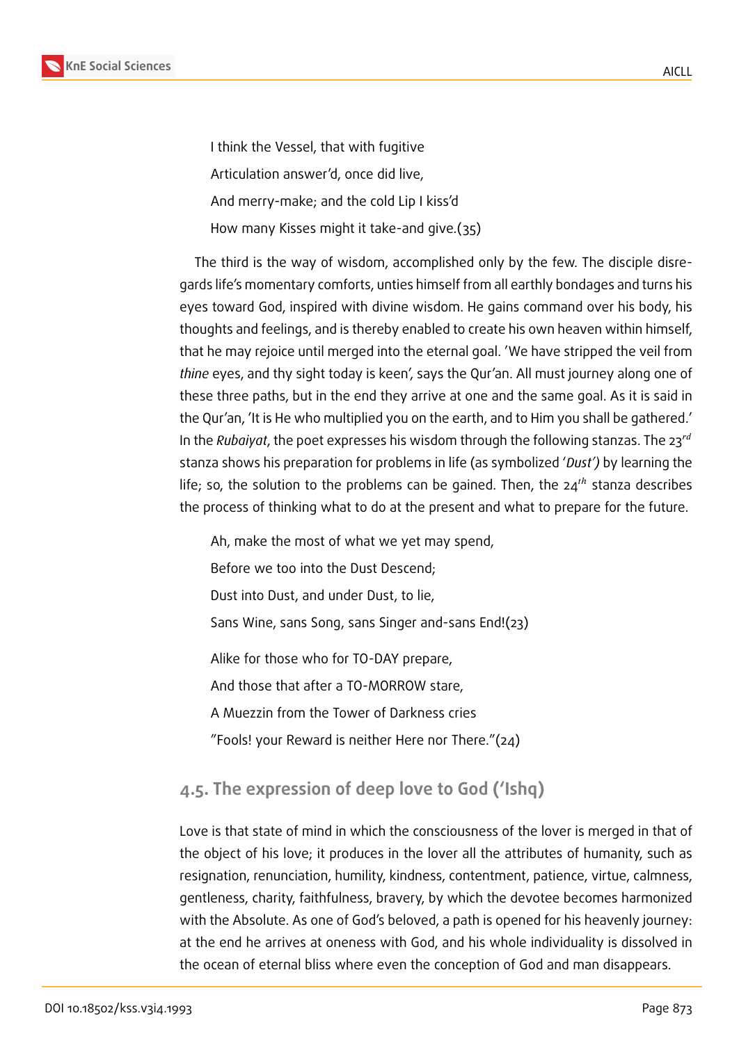I think the Vessel, that with fugitive

Articulation answer'd, once did live,

And merry-make; and the cold Lip I kiss'd

How many Kisses might it take-and give.(35)

The third is the way of wisdom, accomplished only by the few. The disciple disregards life's momentary comforts, unties himself from all earthly bondages and turns his eyes toward God, inspired with divine wisdom. He gains command over his body, his thoughts and feelings, and is thereby enabled to create his own heaven within himself, that he may rejoice until merged into the eternal goal. 'We have stripped the veil from *thine* eyes, and thy sight today is keen', says the Qur'an. All must journey along one of these three paths, but in the end they arrive at one and the same goal. As it is said in the Qur'an, 'It is He who multiplied you on the earth, and to Him you shall be gathered.' In the *Rubaiyat*, the poet expresses his wisdom through the following stanzas. The 23$^{rd}$ stanza shows his preparation for problems in life (as symbolized '*Dust')* by learning the life; so, the solution to the problems can be gained. Then, the 24$^{th}$ stanza describes the process of thinking what to do at the present and what to prepare for the future.

Ah, make the most of what we yet may spend,

Before we too into the Dust Descend;

Dust into Dust, and under Dust, to lie,

Sans Wine, sans Song, sans Singer and-sans End!(23)

Alike for those who for TO-DAY prepare,

And those that after a TO-MORROW stare,

A Muezzin from the Tower of Darkness cries

"Fools! your Reward is neither Here nor There."(24)

### 4.5. The expression of deep love to God ('Ishq)

Love is that state of mind in which the consciousness of the lover is merged in that of the object of his love; it produces in the lover all the attributes of humanity, such as resignation, renunciation, humility, kindness, contentment, patience, virtue, calmness, gentleness, charity, faithfulness, bravery, by which the devotee becomes harmonized with the Absolute. As one of God's beloved, a path is opened for his heavenly journey: at the end he arrives at oneness with God, and his whole individuality is dissolved in the ocean of eternal bliss where even the conception of God and man disappears.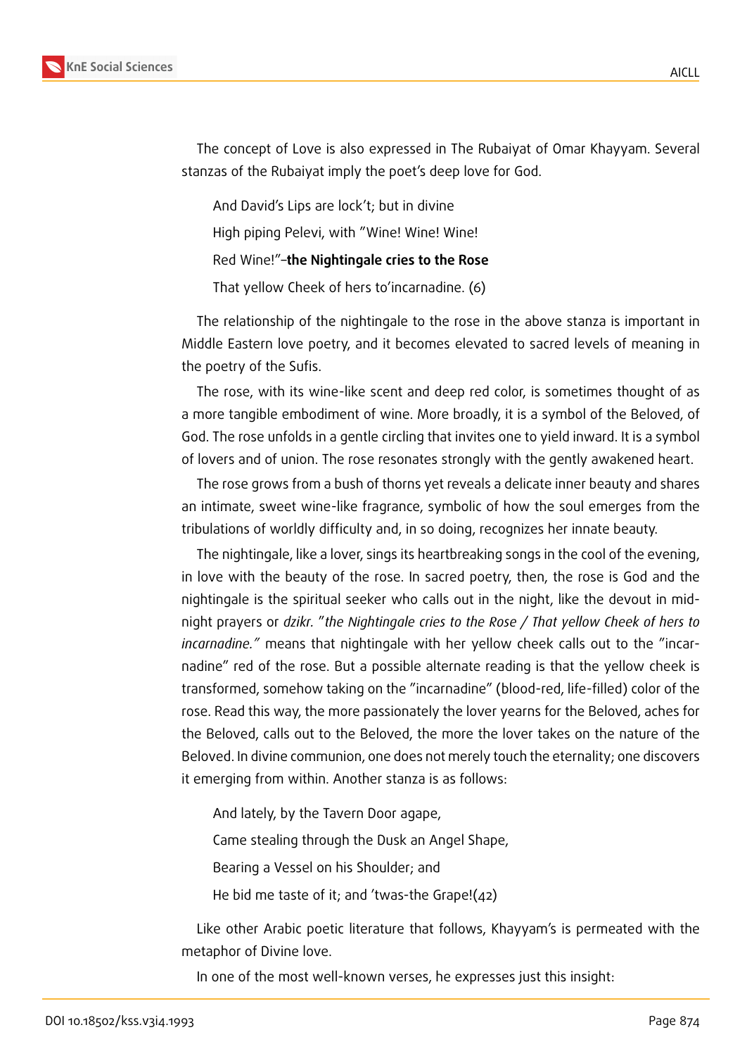The concept of Love is also expressed in The Rubaiyat of Omar Khayyam. Several stanzas of the Rubaiyat imply the poet's deep love for God.

> And David's Lips are lock't; but in divine
>
> High piping Pelevi, with "Wine! Wine! Wine!
>
> Red Wine!"–**the Nightingale cries to the Rose**
>
> That yellow Cheek of hers to'incarnadine. (6)

The relationship of the nightingale to the rose in the above stanza is important in Middle Eastern love poetry, and it becomes elevated to sacred levels of meaning in the poetry of the Sufis.

The rose, with its wine-like scent and deep red color, is sometimes thought of as a more tangible embodiment of wine. More broadly, it is a symbol of the Beloved, of God. The rose unfolds in a gentle circling that invites one to yield inward. It is a symbol of lovers and of union. The rose resonates strongly with the gently awakened heart.

The rose grows from a bush of thorns yet reveals a delicate inner beauty and shares an intimate, sweet wine-like fragrance, symbolic of how the soul emerges from the tribulations of worldly difficulty and, in so doing, recognizes her innate beauty.

The nightingale, like a lover, sings its heartbreaking songs in the cool of the evening, in love with the beauty of the rose. In sacred poetry, then, the rose is God and the nightingale is the spiritual seeker who calls out in the night, like the devout in midnight prayers or *dzikr*. "*the Nightingale cries to the Rose / That yellow Cheek of hers to incarnadine."* means that nightingale with her yellow cheek calls out to the "incarnadine" red of the rose. But a possible alternate reading is that the yellow cheek is transformed, somehow taking on the "incarnadine" (blood-red, life-filled) color of the rose. Read this way, the more passionately the lover yearns for the Beloved, aches for the Beloved, calls out to the Beloved, the more the lover takes on the nature of the Beloved. In divine communion, one does not merely touch the eternality; one discovers it emerging from within. Another stanza is as follows:

> And lately, by the Tavern Door agape,
>
> Came stealing through the Dusk an Angel Shape,
>
> Bearing a Vessel on his Shoulder; and
>
> He bid me taste of it; and 'twas-the Grape!(42)

Like other Arabic poetic literature that follows, Khayyam's is permeated with the metaphor of Divine love.

In one of the most well-known verses, he expresses just this insight: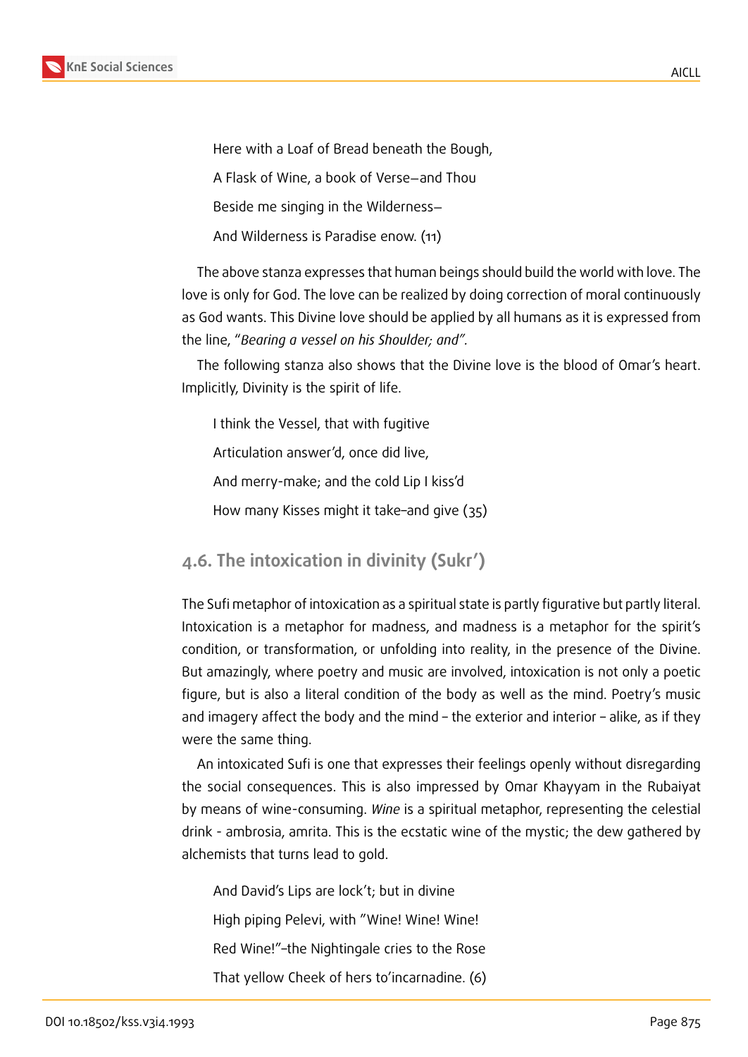Here with a Loaf of Bread beneath the Bough,

A Flask of Wine, a book of Verse—and Thou

Beside me singing in the Wilderness—

And Wilderness is Paradise enow. (11)

The above stanza expresses that human beings should build the world with love. The love is only for God. The love can be realized by doing correction of moral continuously as God wants. This Divine love should be applied by all humans as it is expressed from the line, "*Bearing a vessel on his Shoulder; and".*

The following stanza also shows that the Divine love is the blood of Omar's heart. Implicitly, Divinity is the spirit of life.

I think the Vessel, that with fugitive

Articulation answer'd, once did live,

And merry-make; and the cold Lip I kiss'd

How many Kisses might it take–and give (35)

### 4.6. The intoxication in divinity (Sukr')

The Sufi metaphor of intoxication as a spiritual state is partly figurative but partly literal. Intoxication is a metaphor for madness, and madness is a metaphor for the spirit's condition, or transformation, or unfolding into reality, in the presence of the Divine. But amazingly, where poetry and music are involved, intoxication is not only a poetic figure, but is also a literal condition of the body as well as the mind. Poetry's music and imagery affect the body and the mind – the exterior and interior – alike, as if they were the same thing.

An intoxicated Sufi is one that expresses their feelings openly without disregarding the social consequences. This is also impressed by Omar Khayyam in the Rubaiyat by means of wine-consuming. *Wine* is a spiritual metaphor, representing the celestial drink - ambrosia, amrita. This is the ecstatic wine of the mystic; the dew gathered by alchemists that turns lead to gold.

And David's Lips are lock't; but in divine

High piping Pelevi, with "Wine! Wine! Wine!

Red Wine!"–the Nightingale cries to the Rose

That yellow Cheek of hers to'incarnadine. (6)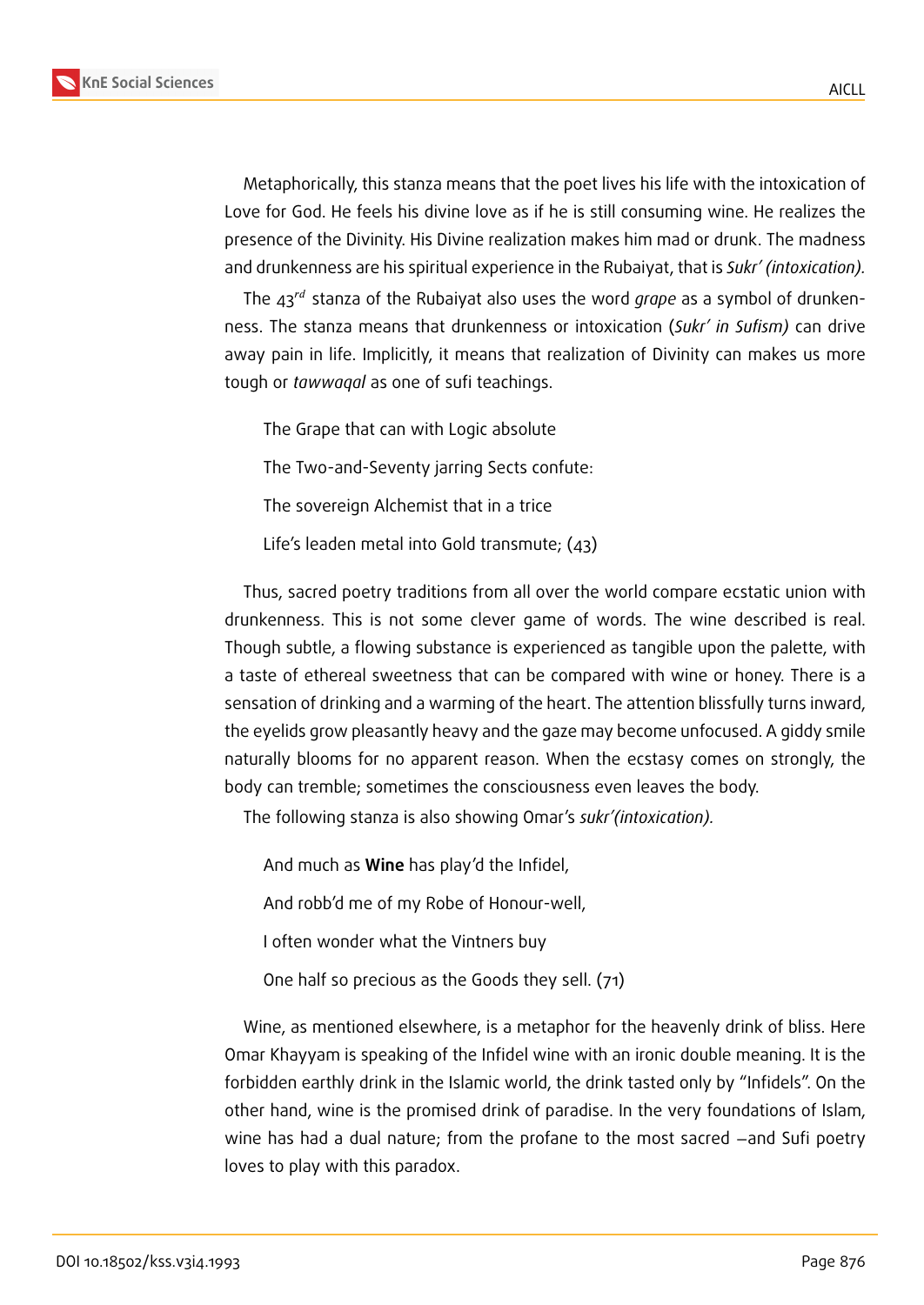Metaphorically, this stanza means that the poet lives his life with the intoxication of Love for God. He feels his divine love as if he is still consuming wine. He realizes the presence of the Divinity. His Divine realization makes him mad or drunk. The madness and drunkenness are his spiritual experience in the Rubaiyat, that is *Sukr' (intoxication).*

The 43[rd] stanza of the Rubaiyat also uses the word *grape* as a symbol of drunkenness. The stanza means that drunkenness or intoxication (*Sukr' in Sufism)* can drive away pain in life. Implicitly, it means that realization of Divinity can makes us more tough or *tawwaqal* as one of sufi teachings.

> The Grape that can with Logic absolute
>
> The Two-and-Seventy jarring Sects confute:
>
> The sovereign Alchemist that in a trice
>
> Life's leaden metal into Gold transmute; (43)

Thus, sacred poetry traditions from all over the world compare ecstatic union with drunkenness. This is not some clever game of words. The wine described is real. Though subtle, a flowing substance is experienced as tangible upon the palette, with a taste of ethereal sweetness that can be compared with wine or honey. There is a sensation of drinking and a warming of the heart. The attention blissfully turns inward, the eyelids grow pleasantly heavy and the gaze may become unfocused. A giddy smile naturally blooms for no apparent reason. When the ecstasy comes on strongly, the body can tremble; sometimes the consciousness even leaves the body.

The following stanza is also showing Omar's *sukr'(intoxication).*

> And much as **Wine** has play'd the Infidel,
>
> And robb'd me of my Robe of Honour-well,
>
> I often wonder what the Vintners buy
>
> One half so precious as the Goods they sell. (71)

Wine, as mentioned elsewhere, is a metaphor for the heavenly drink of bliss. Here Omar Khayyam is speaking of the Infidel wine with an ironic double meaning. It is the forbidden earthly drink in the Islamic world, the drink tasted only by "Infidels". On the other hand, wine is the promised drink of paradise. In the very foundations of Islam, wine has had a dual nature; from the profane to the most sacred –and Sufi poetry loves to play with this paradox.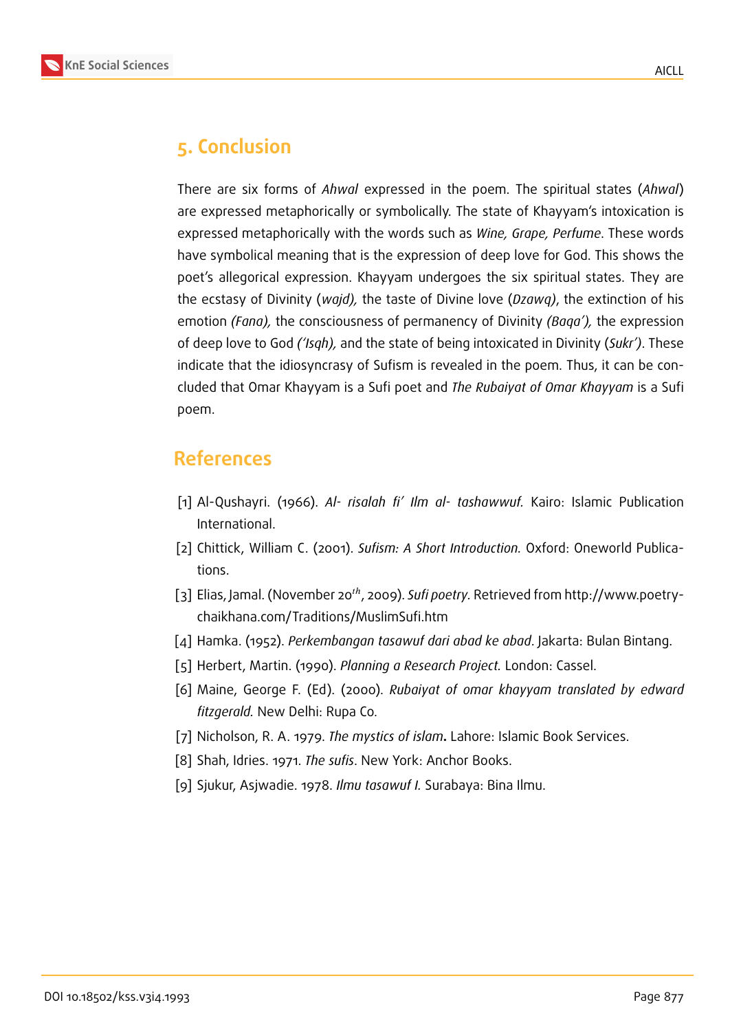## 5. Conclusion

There are six forms of *Ahwal* expressed in the poem. The spiritual states (*Ahwal*) are expressed metaphorically or symbolically. The state of Khayyam's intoxication is expressed metaphorically with the words such as *Wine, Grape, Perfume*. These words have symbolical meaning that is the expression of deep love for God. This shows the poet's allegorical expression. Khayyam undergoes the six spiritual states. They are the ecstasy of Divinity (*wajd),* the taste of Divine love (*Dzawq)*, the extinction of his emotion *(Fana),* the consciousness of permanency of Divinity *(Baqa'),* the expression of deep love to God *('Isqh),* and the state of being intoxicated in Divinity (*Sukr')*. These indicate that the idiosyncrasy of Sufism is revealed in the poem. Thus, it can be concluded that Omar Khayyam is a Sufi poet and *The Rubaiyat of Omar Khayyam* is a Sufi poem.

## References

[1] Al-Qushayri. (1966). *Al- risalah fi' Ilm al- tashawwuf.* Kairo: Islamic Publication International.

[2] Chittick, William C. (2001). *Sufism: A Short Introduction.* Oxford: Oneworld Publications.

[3] Elias, Jamal. (November 20$^{th}$, 2009). *Sufi poetry*. Retrieved from http://www.poetry-chaikhana.com/Traditions/MuslimSufi.htm

[4] Hamka. (1952). *Perkembangan tasawuf dari abad ke abad*. Jakarta: Bulan Bintang.

[5] Herbert, Martin. (1990). *Planning a Research Project.* London: Cassel.

[6] Maine, George F. (Ed). (2000). *Rubaiyat of omar khayyam translated by edward fitzgerald.* New Delhi: Rupa Co.

[7] Nicholson, R. A. 1979. *The mystics of islam*. Lahore: Islamic Book Services.

[8] Shah, Idries. 1971. *The sufis*. New York: Anchor Books.

[9] Sjukur, Asjwadie. 1978. *Ilmu tasawuf I.* Surabaya: Bina Ilmu.